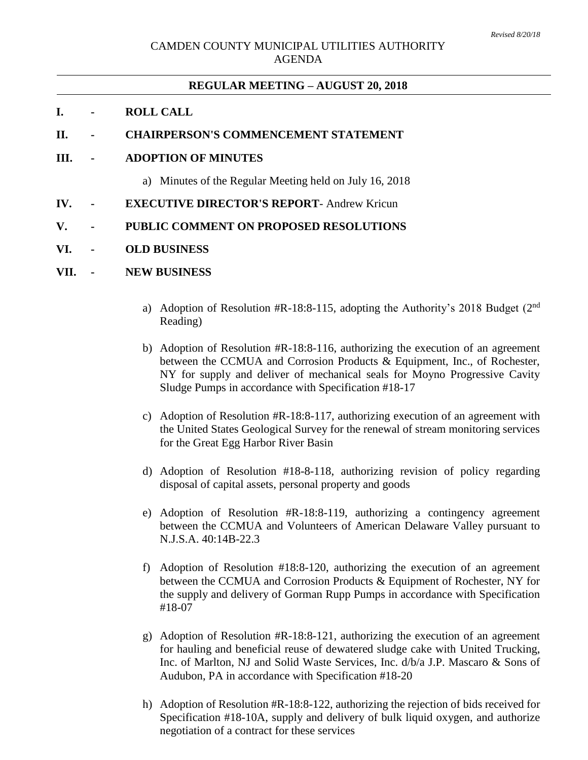*Revised 8/20/18*

CAMDEN COUNTY MUNICIPAL UTILITIES AUTHORITY
AGENDA

## REGULAR MEETING – AUGUST 20, 2018

**I. - ROLL CALL**

**II. - CHAIRPERSON'S COMMENCEMENT STATEMENT**

**III. - ADOPTION OF MINUTES**

a) Minutes of the Regular Meeting held on July 16, 2018

**IV. - EXECUTIVE DIRECTOR'S REPORT**- Andrew Kricun

**V. - PUBLIC COMMENT ON PROPOSED RESOLUTIONS**

**VI. - OLD BUSINESS**

**VII. - NEW BUSINESS**

a) Adoption of Resolution #R-18:8-115, adopting the Authority's 2018 Budget (2nd Reading)

b) Adoption of Resolution #R-18:8-116, authorizing the execution of an agreement between the CCMUA and Corrosion Products & Equipment, Inc., of Rochester, NY for supply and deliver of mechanical seals for Moyno Progressive Cavity Sludge Pumps in accordance with Specification #18-17

c) Adoption of Resolution #R-18:8-117, authorizing execution of an agreement with the United States Geological Survey for the renewal of stream monitoring services for the Great Egg Harbor River Basin

d) Adoption of Resolution #18-8-118, authorizing revision of policy regarding disposal of capital assets, personal property and goods

e) Adoption of Resolution #R-18:8-119, authorizing a contingency agreement between the CCMUA and Volunteers of American Delaware Valley pursuant to N.J.S.A. 40:14B-22.3

f) Adoption of Resolution #18:8-120, authorizing the execution of an agreement between the CCMUA and Corrosion Products & Equipment of Rochester, NY for the supply and delivery of Gorman Rupp Pumps in accordance with Specification #18-07

g) Adoption of Resolution #R-18:8-121, authorizing the execution of an agreement for hauling and beneficial reuse of dewatered sludge cake with United Trucking, Inc. of Marlton, NJ and Solid Waste Services, Inc. d/b/a J.P. Mascaro & Sons of Audubon, PA in accordance with Specification #18-20

h) Adoption of Resolution #R-18:8-122, authorizing the rejection of bids received for Specification #18-10A, supply and delivery of bulk liquid oxygen, and authorize negotiation of a contract for these services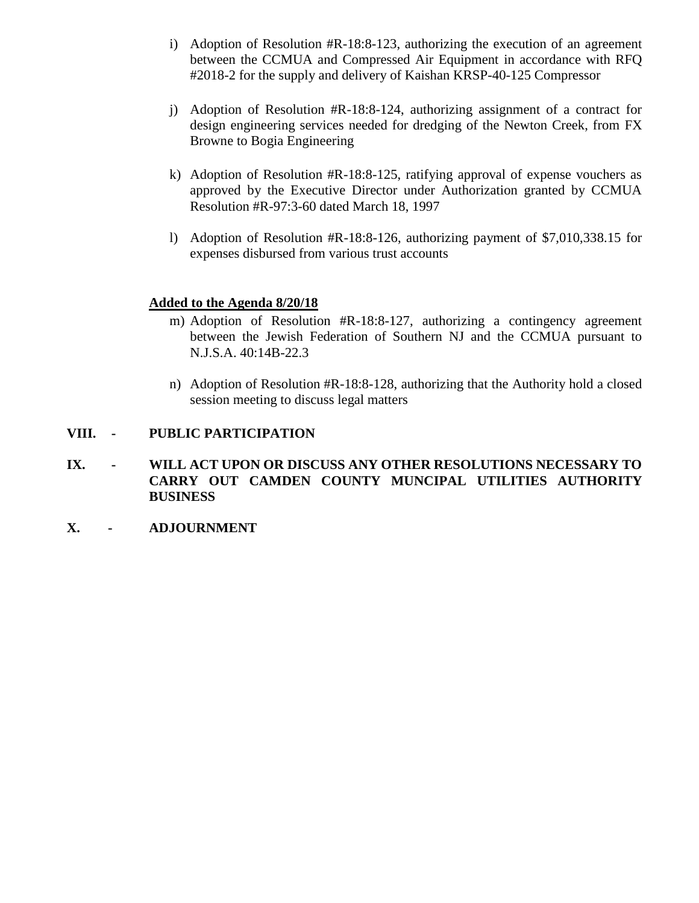i) Adoption of Resolution #R-18:8-123, authorizing the execution of an agreement between the CCMUA and Compressed Air Equipment in accordance with RFQ #2018-2 for the supply and delivery of Kaishan KRSP-40-125 Compressor

j) Adoption of Resolution #R-18:8-124, authorizing assignment of a contract for design engineering services needed for dredging of the Newton Creek, from FX Browne to Bogia Engineering

k) Adoption of Resolution #R-18:8-125, ratifying approval of expense vouchers as approved by the Executive Director under Authorization granted by CCMUA Resolution #R-97:3-60 dated March 18, 1997

l) Adoption of Resolution #R-18:8-126, authorizing payment of $7,010,338.15 for expenses disbursed from various trust accounts

**Added to the Agenda 8/20/18**

m) Adoption of Resolution #R-18:8-127, authorizing a contingency agreement between the Jewish Federation of Southern NJ and the CCMUA pursuant to N.J.S.A. 40:14B-22.3

n) Adoption of Resolution #R-18:8-128, authorizing that the Authority hold a closed session meeting to discuss legal matters

**VIII. - PUBLIC PARTICIPATION**

**IX. - WILL ACT UPON OR DISCUSS ANY OTHER RESOLUTIONS NECESSARY TO CARRY OUT CAMDEN COUNTY MUNCIPAL UTILITIES AUTHORITY BUSINESS**

**X. - ADJOURNMENT**